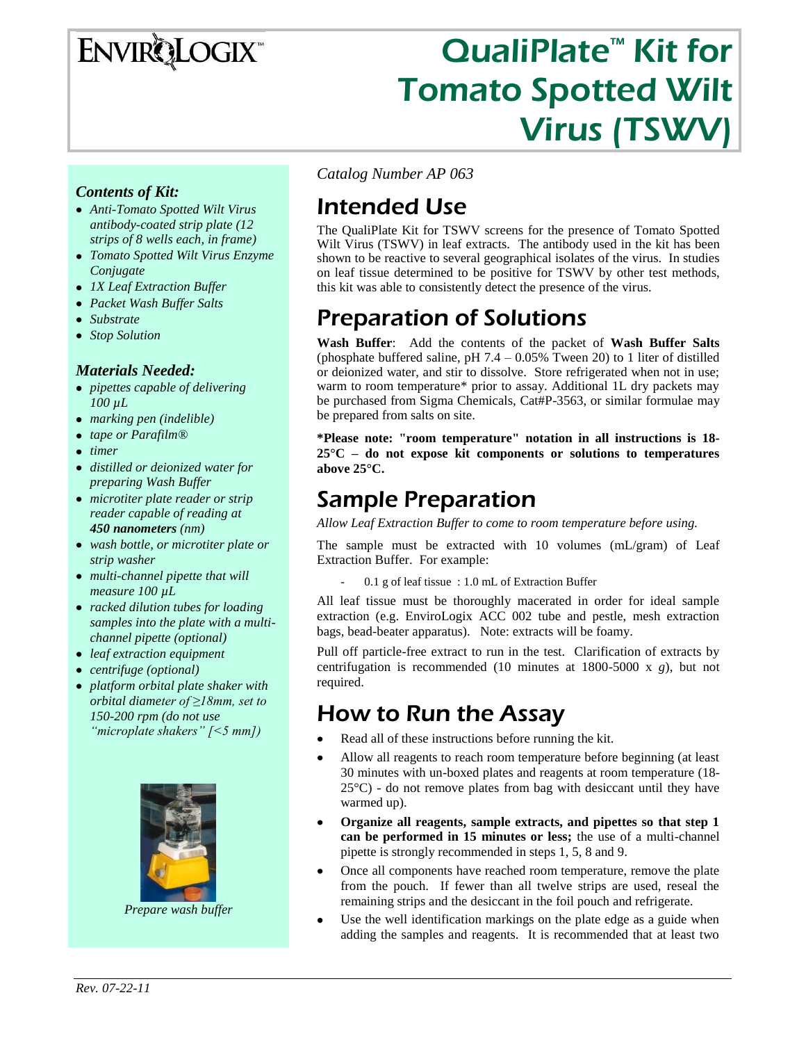# QualiPlate™ Kit for Tomato Spotted Wilt Virus (TSWV)

### *Contents of Kit:*

- *Anti-Tomato Spotted Wilt Virus antibody-coated strip plate (12 strips of 8 wells each, in frame)*
- *Tomato Spotted Wilt Virus Enzyme Conjugate*
- *1X Leaf Extraction Buffer*
- *Packet Wash Buffer Salts*
- *Substrate*
- *Stop Solution*

### *Materials Needed:*

- *pipettes capable of delivering 100 µL*
- *marking pen (indelible)*
- *tape or Parafilm®*
- *timer*
- *distilled or deionized water for preparing Wash Buffer*
- *microtiter plate reader or strip reader capable of reading at* ***450 nanometers*** *(nm)*
- *wash bottle, or microtiter plate or strip washer*
- *multi-channel pipette that will measure 100 µL*
- *racked dilution tubes for loading samples into the plate with a multi-channel pipette (optional)*
- *leaf extraction equipment*
- *centrifuge (optional)*
- *platform orbital plate shaker with orbital diameter of ≥18mm, set to 150-200 rpm (do not use "microplate shakers" [<5 mm])*

*Prepare wash buffer*

*Catalog Number AP 063*

## Intended Use

The QualiPlate Kit for TSWV screens for the presence of Tomato Spotted Wilt Virus (TSWV) in leaf extracts. The antibody used in the kit has been shown to be reactive to several geographical isolates of the virus. In studies on leaf tissue determined to be positive for TSWV by other test methods, this kit was able to consistently detect the presence of the virus.

## Preparation of Solutions

**Wash Buffer**: Add the contents of the packet of **Wash Buffer Salts** (phosphate buffered saline, pH 7.4 – 0.05% Tween 20) to 1 liter of distilled or deionized water, and stir to dissolve. Store refrigerated when not in use; warm to room temperature* prior to assay. Additional 1L dry packets may be purchased from Sigma Chemicals, Cat#P-3563, or similar formulae may be prepared from salts on site.

**\*Please note: "room temperature" notation in all instructions is 18-25°C – do not expose kit components or solutions to temperatures above 25°C.**

## Sample Preparation

*Allow Leaf Extraction Buffer to come to room temperature before using.*

The sample must be extracted with 10 volumes (mL/gram) of Leaf Extraction Buffer. For example:

- 0.1 g of leaf tissue : 1.0 mL of Extraction Buffer

All leaf tissue must be thoroughly macerated in order for ideal sample extraction (e.g. EnviroLogix ACC 002 tube and pestle, mesh extraction bags, bead-beater apparatus). Note: extracts will be foamy.

Pull off particle-free extract to run in the test. Clarification of extracts by centrifugation is recommended (10 minutes at 1800-5000 x *g*), but not required.

## How to Run the Assay

- Read all of these instructions before running the kit.
- Allow all reagents to reach room temperature before beginning (at least 30 minutes with un-boxed plates and reagents at room temperature (18-25°C) - do not remove plates from bag with desiccant until they have warmed up).
- **Organize all reagents, sample extracts, and pipettes so that step 1 can be performed in 15 minutes or less;** the use of a multi-channel pipette is strongly recommended in steps 1, 5, 8 and 9.
- Once all components have reached room temperature, remove the plate from the pouch. If fewer than all twelve strips are used, reseal the remaining strips and the desiccant in the foil pouch and refrigerate.
- Use the well identification markings on the plate edge as a guide when adding the samples and reagents. It is recommended that at least two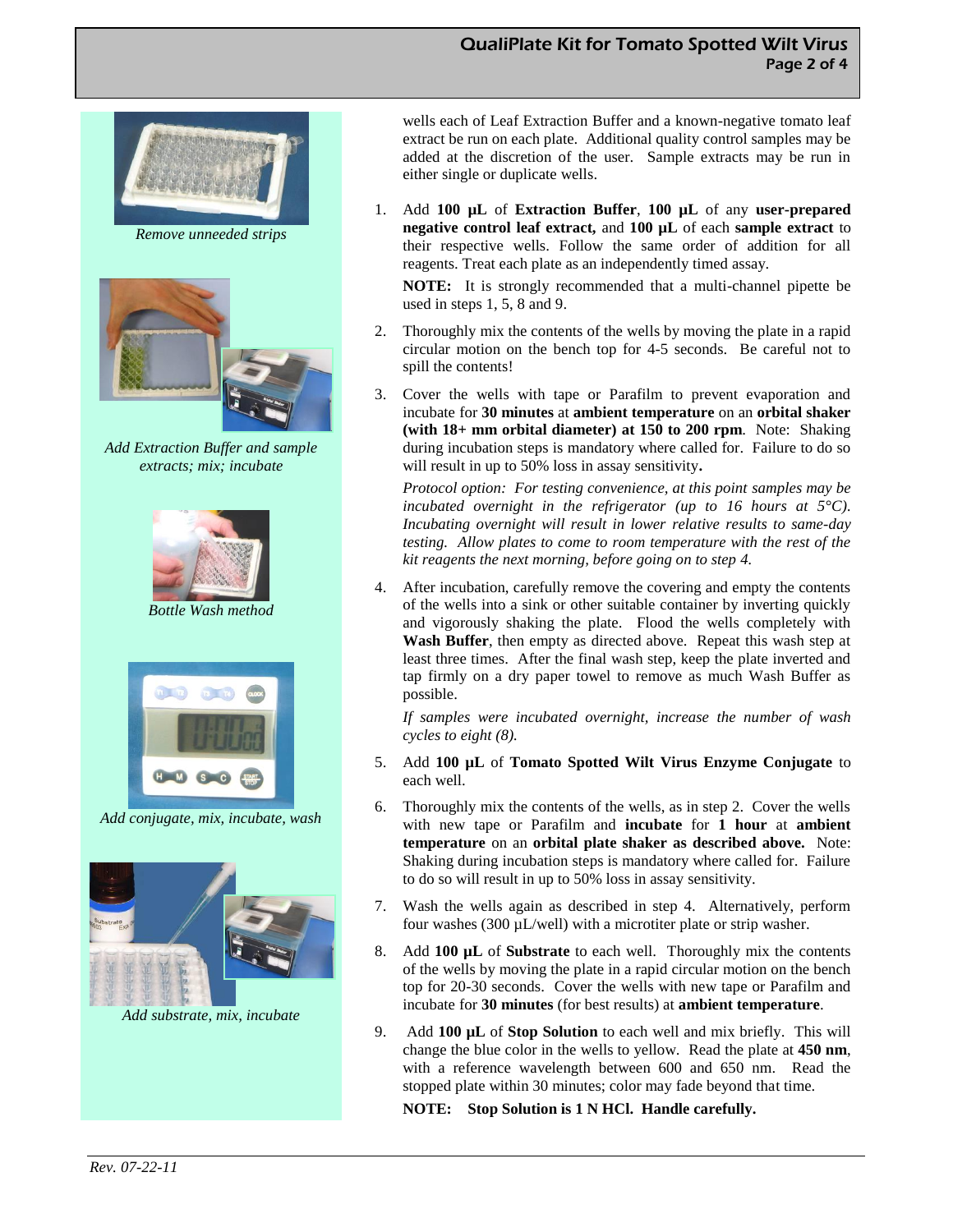wells each of Leaf Extraction Buffer and a known-negative tomato leaf extract be run on each plate. Additional quality control samples may be added at the discretion of the user. Sample extracts may be run in either single or duplicate wells.

*Remove unneeded strips*

1. Add **100 µL** of **Extraction Buffer**, **100 µL** of any **user-prepared negative control leaf extract,** and **100 µL** of each **sample extract** to their respective wells. Follow the same order of addition for all reagents. Treat each plate as an independently timed assay.

   **NOTE:** It is strongly recommended that a multi-channel pipette be used in steps 1, 5, 8 and 9.

2. Thoroughly mix the contents of the wells by moving the plate in a rapid circular motion on the bench top for 4-5 seconds. Be careful not to spill the contents!

*Add Extraction Buffer and sample extracts; mix; incubate*

3. Cover the wells with tape or Parafilm to prevent evaporation and incubate for **30 minutes** at **ambient temperature** on an **orbital shaker (with 18+ mm orbital diameter) at 150 to 200 rpm**. Note: Shaking during incubation steps is mandatory where called for. Failure to do so will result in up to 50% loss in assay sensitivity**.**

   *Protocol option: For testing convenience, at this point samples may be incubated overnight in the refrigerator (up to 16 hours at 5°C). Incubating overnight will result in lower relative results to same-day testing. Allow plates to come to room temperature with the rest of the kit reagents the next morning, before going on to step 4.*

*Bottle Wash method*

4. After incubation, carefully remove the covering and empty the contents of the wells into a sink or other suitable container by inverting quickly and vigorously shaking the plate. Flood the wells completely with **Wash Buffer**, then empty as directed above. Repeat this wash step at least three times. After the final wash step, keep the plate inverted and tap firmly on a dry paper towel to remove as much Wash Buffer as possible.

   *If samples were incubated overnight, increase the number of wash cycles to eight (8).*

5. Add **100 µL** of **Tomato Spotted Wilt Virus Enzyme Conjugate** to each well.

*Add conjugate, mix, incubate, wash*

6. Thoroughly mix the contents of the wells, as in step 2. Cover the wells with new tape or Parafilm and **incubate** for **1 hour** at **ambient temperature** on an **orbital plate shaker as described above.** Note: Shaking during incubation steps is mandatory where called for. Failure to do so will result in up to 50% loss in assay sensitivity.

7. Wash the wells again as described in step 4. Alternatively, perform four washes (300 µL/well) with a microtiter plate or strip washer.

8. Add **100 µL** of **Substrate** to each well. Thoroughly mix the contents of the wells by moving the plate in a rapid circular motion on the bench top for 20-30 seconds. Cover the wells with new tape or Parafilm and incubate for **30 minutes** (for best results) at **ambient temperature**.

*Add substrate, mix, incubate*

9. Add **100 µL** of **Stop Solution** to each well and mix briefly. This will change the blue color in the wells to yellow. Read the plate at **450 nm**, with a reference wavelength between 600 and 650 nm. Read the stopped plate within 30 minutes; color may fade beyond that time.

   **NOTE: Stop Solution is 1 N HCl. Handle carefully.**

*Rev. 07-22-11*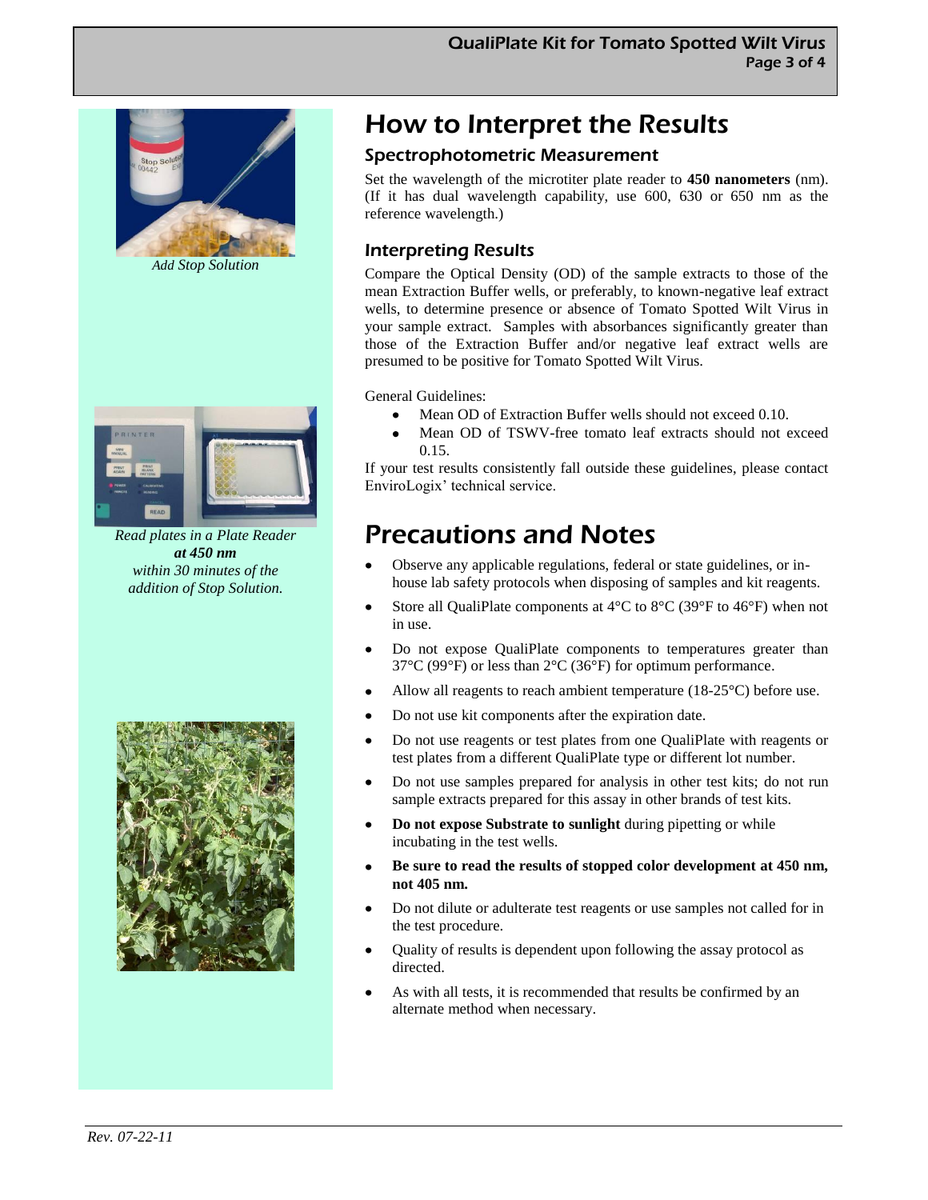*Add Stop Solution*

*Read plates in a Plate Reader* ***at 450 nm*** *within 30 minutes of the addition of Stop Solution.*

# How to Interpret the Results

## Spectrophotometric Measurement

Set the wavelength of the microtiter plate reader to **450 nanometers** (nm). (If it has dual wavelength capability, use 600, 630 or 650 nm as the reference wavelength.)

## Interpreting Results

Compare the Optical Density (OD) of the sample extracts to those of the mean Extraction Buffer wells, or preferably, to known-negative leaf extract wells, to determine presence or absence of Tomato Spotted Wilt Virus in your sample extract. Samples with absorbances significantly greater than those of the Extraction Buffer and/or negative leaf extract wells are presumed to be positive for Tomato Spotted Wilt Virus.

General Guidelines:

- Mean OD of Extraction Buffer wells should not exceed 0.10.
- Mean OD of TSWV-free tomato leaf extracts should not exceed 0.15.

If your test results consistently fall outside these guidelines, please contact EnviroLogix' technical service.

# Precautions and Notes

- Observe any applicable regulations, federal or state guidelines, or in-house lab safety protocols when disposing of samples and kit reagents.
- Store all QualiPlate components at 4°C to 8°C (39°F to 46°F) when not in use.
- Do not expose QualiPlate components to temperatures greater than 37°C (99°F) or less than 2°C (36°F) for optimum performance.
- Allow all reagents to reach ambient temperature (18-25°C) before use.
- Do not use kit components after the expiration date.
- Do not use reagents or test plates from one QualiPlate with reagents or test plates from a different QualiPlate type or different lot number.
- Do not use samples prepared for analysis in other test kits; do not run sample extracts prepared for this assay in other brands of test kits.
- **Do not expose Substrate to sunlight** during pipetting or while incubating in the test wells.
- **Be sure to read the results of stopped color development at 450 nm, not 405 nm.**
- Do not dilute or adulterate test reagents or use samples not called for in the test procedure.
- Quality of results is dependent upon following the assay protocol as directed.
- As with all tests, it is recommended that results be confirmed by an alternate method when necessary.

*Rev. 07-22-11*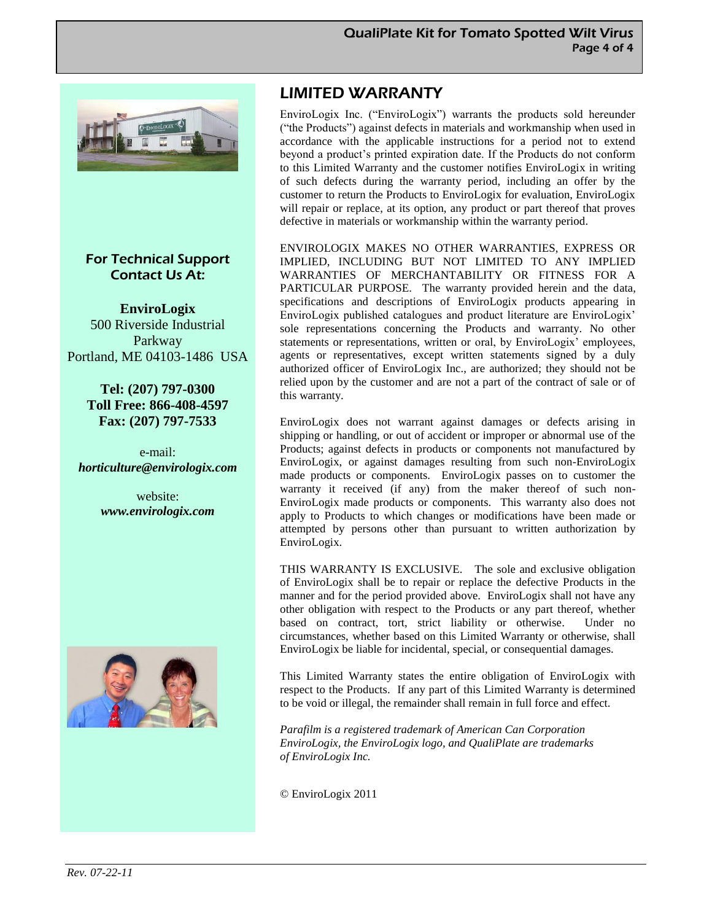## For Technical Support Contact Us At:

**EnviroLogix**
500 Riverside Industrial Parkway
Portland, ME 04103-1486 USA

**Tel: (207) 797-0300**
**Toll Free: 866-408-4597**
**Fax: (207) 797-7533**

e-mail:
***horticulture@envirologix.com***

website:
***www.envirologix.com***

# LIMITED WARRANTY

EnviroLogix Inc. ("EnviroLogix") warrants the products sold hereunder ("the Products") against defects in materials and workmanship when used in accordance with the applicable instructions for a period not to extend beyond a product's printed expiration date. If the Products do not conform to this Limited Warranty and the customer notifies EnviroLogix in writing of such defects during the warranty period, including an offer by the customer to return the Products to EnviroLogix for evaluation, EnviroLogix will repair or replace, at its option, any product or part thereof that proves defective in materials or workmanship within the warranty period.

ENVIROLOGIX MAKES NO OTHER WARRANTIES, EXPRESS OR IMPLIED, INCLUDING BUT NOT LIMITED TO ANY IMPLIED WARRANTIES OF MERCHANTABILITY OR FITNESS FOR A PARTICULAR PURPOSE. The warranty provided herein and the data, specifications and descriptions of EnviroLogix products appearing in EnviroLogix published catalogues and product literature are EnviroLogix' sole representations concerning the Products and warranty. No other statements or representations, written or oral, by EnviroLogix' employees, agents or representatives, except written statements signed by a duly authorized officer of EnviroLogix Inc., are authorized; they should not be relied upon by the customer and are not a part of the contract of sale or of this warranty.

EnviroLogix does not warrant against damages or defects arising in shipping or handling, or out of accident or improper or abnormal use of the Products; against defects in products or components not manufactured by EnviroLogix, or against damages resulting from such non-EnviroLogix made products or components. EnviroLogix passes on to customer the warranty it received (if any) from the maker thereof of such non-EnviroLogix made products or components. This warranty also does not apply to Products to which changes or modifications have been made or attempted by persons other than pursuant to written authorization by EnviroLogix.

THIS WARRANTY IS EXCLUSIVE. The sole and exclusive obligation of EnviroLogix shall be to repair or replace the defective Products in the manner and for the period provided above. EnviroLogix shall not have any other obligation with respect to the Products or any part thereof, whether based on contract, tort, strict liability or otherwise. Under no circumstances, whether based on this Limited Warranty or otherwise, shall EnviroLogix be liable for incidental, special, or consequential damages.

This Limited Warranty states the entire obligation of EnviroLogix with respect to the Products. If any part of this Limited Warranty is determined to be void or illegal, the remainder shall remain in full force and effect.

*Parafilm is a registered trademark of American Can Corporation*
*EnviroLogix, the EnviroLogix logo, and QualiPlate are trademarks of EnviroLogix Inc.*

© EnviroLogix 2011

*Rev. 07-22-11*